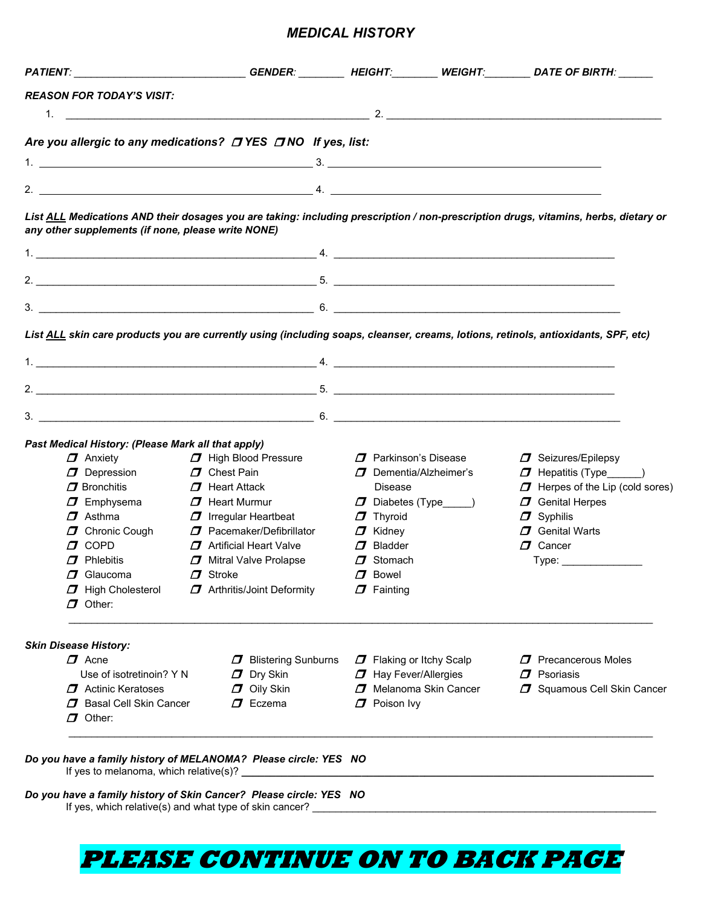# *MEDICAL HISTORY*

***PATIENT:*** ______________________________ ***GENDER:*** ________ ***HEIGHT:*** ________ ***WEIGHT:*** ________ ***DATE OF BIRTH:*** ______

***REASON FOR TODAY'S VISIT:***

1. ____________________________________________________ 2. ______________________________________________

***Are you allergic to any medications?*** ☐ ***YES*** ☐ ***NO*** ***If yes, list:***

1. ______________________________________________ 3. ______________________________________________

2. ______________________________________________ 4. ______________________________________________

***List ALL Medications AND their dosages you are taking: including prescription / non-prescription drugs, vitamins, herbs, dietary or any other supplements (if none, please write NONE)***

1. ______________________________________________ 4. ______________________________________________

2. ______________________________________________ 5. ______________________________________________

3. ______________________________________________ 6. ______________________________________________

***List ALL skin care products you are currently using (including soaps, cleanser, creams, lotions, retinols, antioxidants, SPF, etc)***

1. ______________________________________________ 4. ______________________________________________

2. ______________________________________________ 5. ______________________________________________

3. ______________________________________________ 6. ______________________________________________

***Past Medical History: (Please Mark all that apply)***

- ☐ Anxiety
- ☐ Depression
- ☐ Bronchitis
- ☐ Emphysema
- ☐ Asthma
- ☐ Chronic Cough
- ☐ COPD
- ☐ Phlebitis
- ☐ Glaucoma
- ☐ High Cholesterol
- ☐ Other:
- ☐ High Blood Pressure
- ☐ Chest Pain
- ☐ Heart Attack
- ☐ Heart Murmur
- ☐ Irregular Heartbeat
- ☐ Pacemaker/Defibrillator
- ☐ Artificial Heart Valve
- ☐ Mitral Valve Prolapse
- ☐ Stroke
- ☐ Arthritis/Joint Deformity
- ☐ Parkinson's Disease
- ☐ Dementia/Alzheimer's Disease
- ☐ Diabetes (Type_____)
- ☐ Thyroid
- ☐ Kidney
- ☐ Bladder
- ☐ Stomach
- ☐ Bowel
- ☐ Fainting
- ☐ Seizures/Epilepsy
- ☐ Hepatitis (Type______)
- ☐ Herpes of the Lip (cold sores)
- ☐ Genital Herpes
- ☐ Syphilis
- ☐ Genital Warts
- ☐ Cancer
  Type: ______________

__________________________________________________________________________________________

***Skin Disease History:***

- ☐ Acne
  Use of isotretinoin? Y N
- ☐ Actinic Keratoses
- ☐ Basal Cell Skin Cancer
- ☐ Other:
- ☐ Blistering Sunburns
- ☐ Dry Skin
- ☐ Oily Skin
- ☐ Eczema
- ☐ Flaking or Itchy Scalp
- ☐ Hay Fever/Allergies
- ☐ Melanoma Skin Cancer
- ☐ Poison Ivy
- ☐ Precancerous Moles
- ☐ Psoriasis
- ☐ Squamous Cell Skin Cancer

__________________________________________________________________________________________

***Do you have a family history of MELANOMA? Please circle: YES NO***
If yes to melanoma, which relative(s)? ____________________________________________________________

***Do you have a family history of Skin Cancer? Please circle: YES NO***
If yes, which relative(s) and what type of skin cancer? ______________________________________________

**PLEASE CONTINUE ON TO BACK PAGE**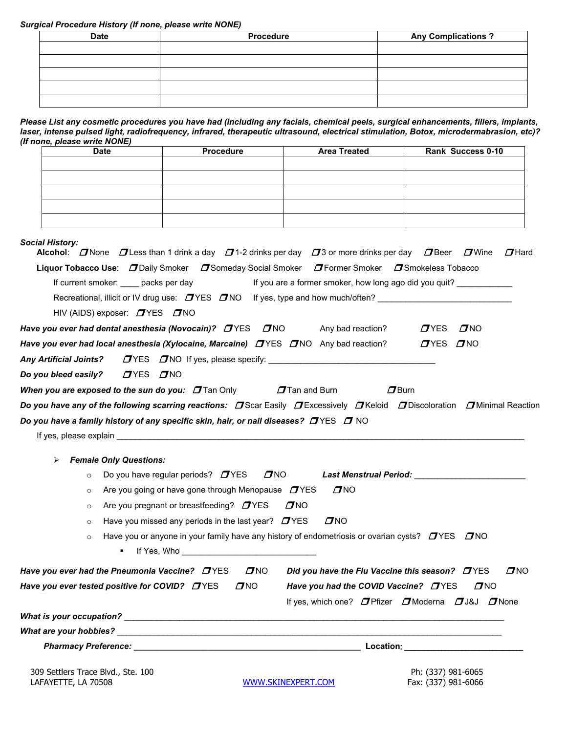***Surgical Procedure History (If none, please write NONE)***

| Date | Procedure | Any Complications ? |
|---|---|---|
| | | |
| | | |
| | | |
| | | |
| | | |

***Please List any cosmetic procedures you have had (including any facials, chemical peels, surgical enhancements, fillers, implants, laser, intense pulsed light, radiofrequency, infrared, therapeutic ultrasound, electrical stimulation, Botox, microdermabrasion, etc)? (If none, please write NONE)***

| Date | Procedure | Area Treated | Rank Success 0-10 |
|---|---|---|---|
| | | | |
| | | | |
| | | | |
| | | | |
| | | | |

***Social History:***

**Alcohol**: ☐None ☐Less than 1 drink a day ☐1-2 drinks per day ☐3 or more drinks per day ☐Beer ☐Wine ☐Hard Liquor

**Tobacco Use**: ☐Daily Smoker ☐Someday Social Smoker ☐Former Smoker ☐Smokeless Tobacco

If current smoker: ____ packs per day    If you are a former smoker, how long ago did you quit? ____________

Recreational, illicit or IV drug use: ☐YES ☐NO If yes, type and how much/often? ______________________________

HIV (AIDS) exposer: ☐YES ☐NO

***Have you ever had dental anesthesia (Novocain)?*** ☐YES ☐NO    Any bad reaction? ☐YES ☐NO

***Have you ever had local anesthesia (Xylocaine, Marcaine)*** ☐YES ☐NO Any bad reaction? ☐YES ☐NO

***Any Artificial Joints?*** ☐YES ☐NO If yes, please specify: _____________________________________

***Do you bleed easily?*** ☐YES ☐NO

***When you are exposed to the sun do you:*** ☐Tan Only ☐Tan and Burn ☐Burn

***Do you have any of the following scarring reactions:*** ☐Scar Easily ☐Excessively ☐Keloid ☐Discoloration ☐Minimal Reaction

***Do you have a family history of any specific skin, hair, or nail diseases?*** ☐YES ☐ NO

If yes, please explain ___________________________________________________________________________________________

- ***Female Only Questions:***
  - Do you have regular periods? ☐YES ☐NO    ***Last Menstrual Period:*** ________________________
  - Are you going or have gone through Menopause ☐YES ☐NO
  - Are you pregnant or breastfeeding? ☐YES ☐NO
  - Have you missed any periods in the last year? ☐YES ☐NO
  - Have you or anyone in your family have any history of endometriosis or ovarian cysts? ☐YES ☐NO
    - If Yes, Who ______________________________

***Have you ever had the Pneumonia Vaccine?*** ☐YES ☐NO    ***Did you have the Flu Vaccine this season?*** ☐YES ☐NO

***Have you ever tested positive for COVID?*** ☐YES ☐NO    ***Have you had the COVID Vaccine?*** ☐YES ☐NO

If yes, which one? ☐Pfizer ☐Moderna ☐J&J ☐None

***What is your occupation?*** ___________________________________________________________________________________

***What are your hobbies?*** ____________________________________________________________________________________

***Pharmacy Preference:*** **__________________________________________________** **Location**: **__________________________**

309 Settlers Trace Blvd., Ste. 100
LAFAYETTE, LA 70508

WWW.SKINEXPERT.COM

Ph: (337) 981-6065
Fax: (337) 981-6066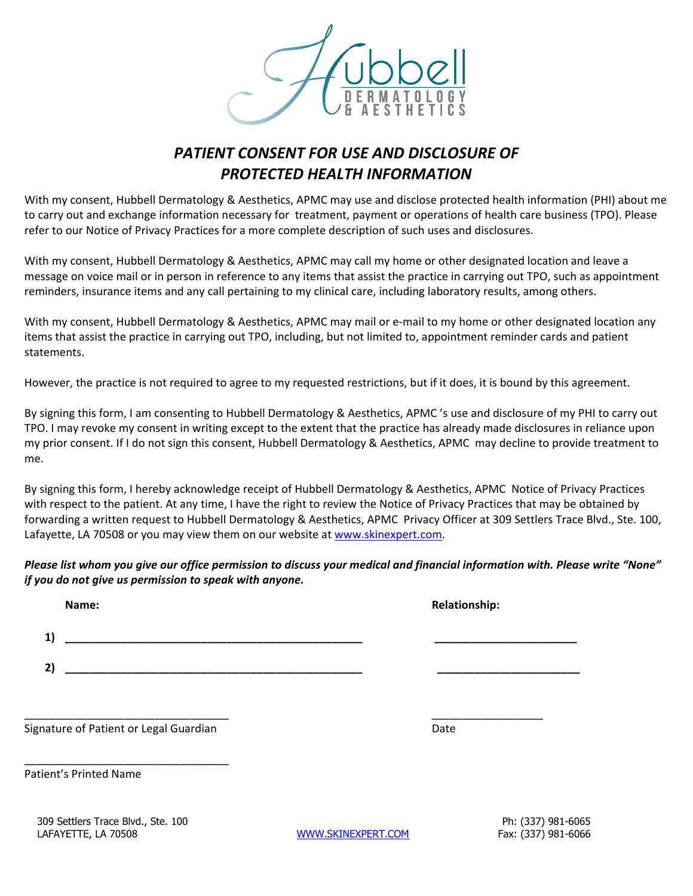Hubbell Dermatology & Aesthetics

# *PATIENT CONSENT FOR USE AND DISCLOSURE OF PROTECTED HEALTH INFORMATION*

With my consent, Hubbell Dermatology & Aesthetics, APMC may use and disclose protected health information (PHI) about me to carry out and exchange information necessary for treatment, payment or operations of health care business (TPO). Please refer to our Notice of Privacy Practices for a more complete description of such uses and disclosures.

With my consent, Hubbell Dermatology & Aesthetics, APMC may call my home or other designated location and leave a message on voice mail or in person in reference to any items that assist the practice in carrying out TPO, such as appointment reminders, insurance items and any call pertaining to my clinical care, including laboratory results, among others.

With my consent, Hubbell Dermatology & Aesthetics, APMC may mail or e-mail to my home or other designated location any items that assist the practice in carrying out TPO, including, but not limited to, appointment reminder cards and patient statements.

However, the practice is not required to agree to my requested restrictions, but if it does, it is bound by this agreement.

By signing this form, I am consenting to Hubbell Dermatology & Aesthetics, APMC 's use and disclosure of my PHI to carry out TPO. I may revoke my consent in writing except to the extent that the practice has already made disclosures in reliance upon my prior consent. If I do not sign this consent, Hubbell Dermatology & Aesthetics, APMC may decline to provide treatment to me.

By signing this form, I hereby acknowledge receipt of Hubbell Dermatology & Aesthetics, APMC Notice of Privacy Practices with respect to the patient. At any time, I have the right to review the Notice of Privacy Practices that may be obtained by forwarding a written request to Hubbell Dermatology & Aesthetics, APMC Privacy Officer at 309 Settlers Trace Blvd., Ste. 100, Lafayette, LA 70508 or you may view them on our website at www.skinexpert.com.

***Please list whom you give our office permission to discuss your medical and financial information with. Please write "None" if you do not give us permission to speak with anyone.***

| | **Name:** | **Relationship:** |
|---|---|---|
| **1)** | ______________________________ | ____________________ |
| **2)** | ______________________________ | ____________________ |

______________________________ &nbsp;&nbsp;&nbsp;&nbsp; ____________________
Signature of Patient or Legal Guardian &nbsp;&nbsp;&nbsp;&nbsp; Date

______________________________
Patient's Printed Name

309 Settlers Trace Blvd., Ste. 100
LAFAYETTE, LA 70508

WWW.SKINEXPERT.COM

Ph: (337) 981-6065
Fax: (337) 981-6066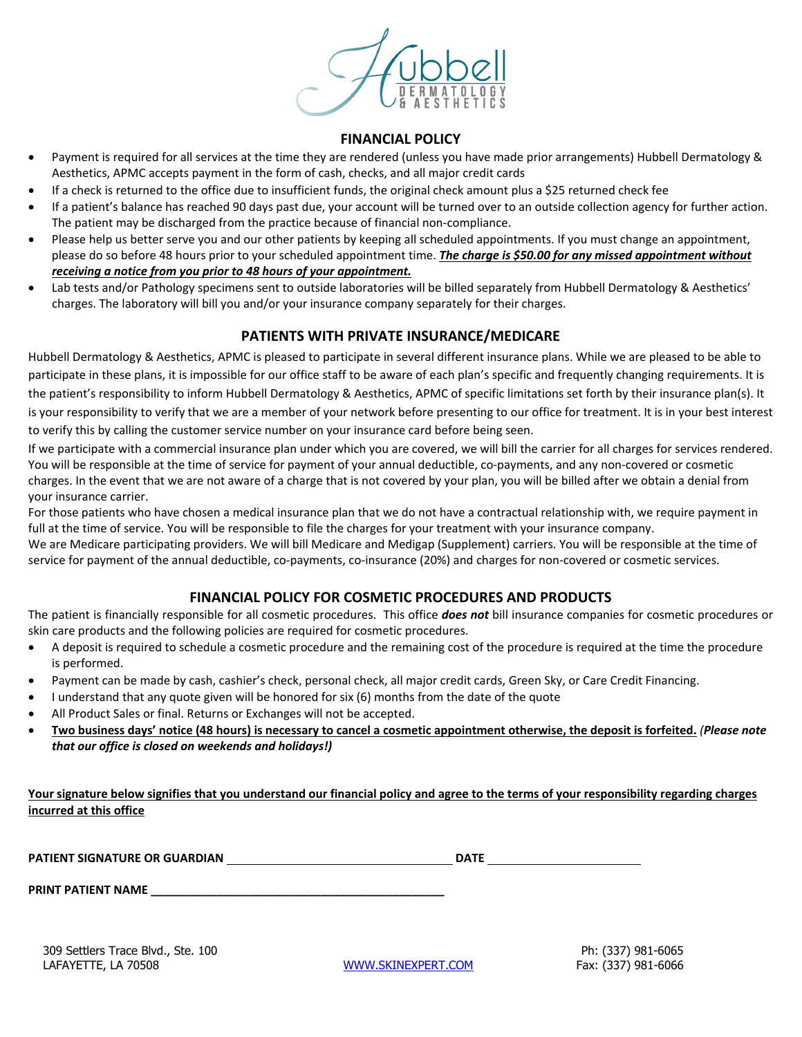Hubbell

DERMATOLOGY & AESTHETICS

## FINANCIAL POLICY

- Payment is required for all services at the time they are rendered (unless you have made prior arrangements) Hubbell Dermatology & Aesthetics, APMC accepts payment in the form of cash, checks, and all major credit cards
- If a check is returned to the office due to insufficient funds, the original check amount plus a $25 returned check fee
- If a patient's balance has reached 90 days past due, your account will be turned over to an outside collection agency for further action. The patient may be discharged from the practice because of financial non-compliance.
- Please help us better serve you and our other patients by keeping all scheduled appointments. If you must change an appointment, please do so before 48 hours prior to your scheduled appointment time. ***The charge is $50.00 for any missed appointment without receiving a notice from you prior to 48 hours of your appointment.***
- Lab tests and/or Pathology specimens sent to outside laboratories will be billed separately from Hubbell Dermatology & Aesthetics' charges. The laboratory will bill you and/or your insurance company separately for their charges.

## PATIENTS WITH PRIVATE INSURANCE/MEDICARE

Hubbell Dermatology & Aesthetics, APMC is pleased to participate in several different insurance plans. While we are pleased to be able to participate in these plans, it is impossible for our office staff to be aware of each plan's specific and frequently changing requirements. It is the patient's responsibility to inform Hubbell Dermatology & Aesthetics, APMC of specific limitations set forth by their insurance plan(s). It is your responsibility to verify that we are a member of your network before presenting to our office for treatment. It is in your best interest to verify this by calling the customer service number on your insurance card before being seen.

If we participate with a commercial insurance plan under which you are covered, we will bill the carrier for all charges for services rendered. You will be responsible at the time of service for payment of your annual deductible, co-payments, and any non-covered or cosmetic charges. In the event that we are not aware of a charge that is not covered by your plan, you will be billed after we obtain a denial from your insurance carrier.

For those patients who have chosen a medical insurance plan that we do not have a contractual relationship with, we require payment in full at the time of service. You will be responsible to file the charges for your treatment with your insurance company.

We are Medicare participating providers. We will bill Medicare and Medigap (Supplement) carriers. You will be responsible at the time of service for payment of the annual deductible, co-payments, co-insurance (20%) and charges for non-covered or cosmetic services.

## FINANCIAL POLICY FOR COSMETIC PROCEDURES AND PRODUCTS

The patient is financially responsible for all cosmetic procedures. This office ***does not*** bill insurance companies for cosmetic procedures or skin care products and the following policies are required for cosmetic procedures.

- A deposit is required to schedule a cosmetic procedure and the remaining cost of the procedure is required at the time the procedure is performed.
- Payment can be made by cash, cashier's check, personal check, all major credit cards, Green Sky, or Care Credit Financing.
- I understand that any quote given will be honored for six (6) months from the date of the quote
- All Product Sales or final. Returns or Exchanges will not be accepted.
- **Two business days' notice (48 hours) is necessary to cancel a cosmetic appointment otherwise, the deposit is forfeited.** ***(Please note that our office is closed on weekends and holidays!)***

**Your signature below signifies that you understand our financial policy and agree to the terms of your responsibility regarding charges incurred at this office**

**PATIENT SIGNATURE OR GUARDIAN** ______________________________ **DATE** ____________________

**PRINT PATIENT NAME** ______________________________________________

309 Settlers Trace Blvd., Ste. 100
LAFAYETTE, LA 70508

WWW.SKINEXPERT.COM

Ph: (337) 981-6065
Fax: (337) 981-6066